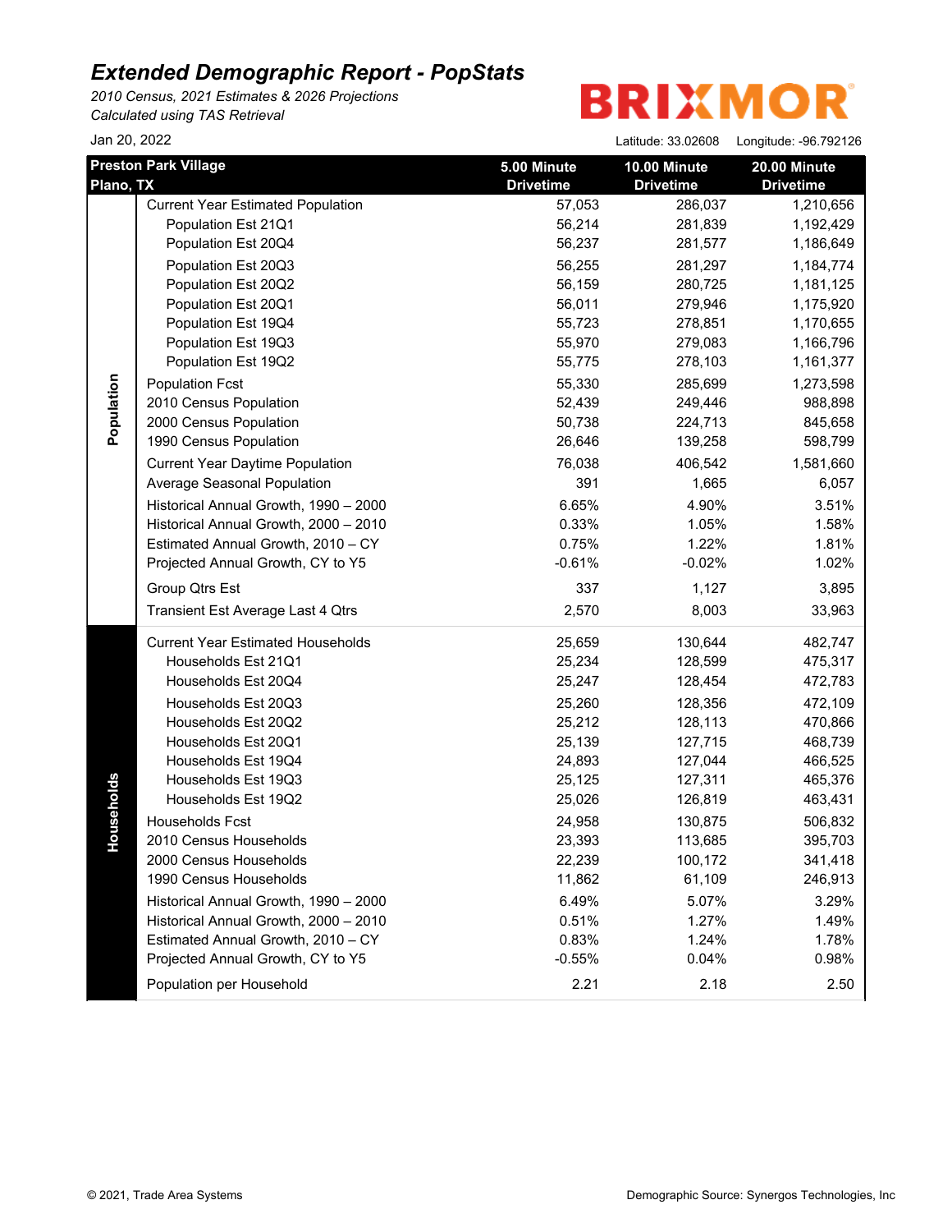# Extended Demographic Report - PopStats

*2010 Census, 2021 Estimates & 2026 Projections*
*Calculated using TAS Retrieval*

BRIXMOR

Jan 20, 2022

Latitude: 33.02608 Longitude: -96.792126

| | Preston Park Village Plano, TX | 5.00 Minute Drivetime | 10.00 Minute Drivetime | 20.00 Minute Drivetime |
|---|---|---|---|---|
| Population | Current Year Estimated Population | 57,053 | 286,037 | 1,210,656 |
| | Population Est 21Q1 | 56,214 | 281,839 | 1,192,429 |
| | Population Est 20Q4 | 56,237 | 281,577 | 1,186,649 |
| | Population Est 20Q3 | 56,255 | 281,297 | 1,184,774 |
| | Population Est 20Q2 | 56,159 | 280,725 | 1,181,125 |
| | Population Est 20Q1 | 56,011 | 279,946 | 1,175,920 |
| | Population Est 19Q4 | 55,723 | 278,851 | 1,170,655 |
| | Population Est 19Q3 | 55,970 | 279,083 | 1,166,796 |
| | Population Est 19Q2 | 55,775 | 278,103 | 1,161,377 |
| | Population Fcst | 55,330 | 285,699 | 1,273,598 |
| | 2010 Census Population | 52,439 | 249,446 | 988,898 |
| | 2000 Census Population | 50,738 | 224,713 | 845,658 |
| | 1990 Census Population | 26,646 | 139,258 | 598,799 |
| | Current Year Daytime Population | 76,038 | 406,542 | 1,581,660 |
| | Average Seasonal Population | 391 | 1,665 | 6,057 |
| | Historical Annual Growth, 1990 – 2000 | 6.65% | 4.90% | 3.51% |
| | Historical Annual Growth, 2000 – 2010 | 0.33% | 1.05% | 1.58% |
| | Estimated Annual Growth, 2010 – CY | 0.75% | 1.22% | 1.81% |
| | Projected Annual Growth, CY to Y5 | -0.61% | -0.02% | 1.02% |
| | Group Qtrs Est | 337 | 1,127 | 3,895 |
| | Transient Est Average Last 4 Qtrs | 2,570 | 8,003 | 33,963 |
| Households | Current Year Estimated Households | 25,659 | 130,644 | 482,747 |
| | Households Est 21Q1 | 25,234 | 128,599 | 475,317 |
| | Households Est 20Q4 | 25,247 | 128,454 | 472,783 |
| | Households Est 20Q3 | 25,260 | 128,356 | 472,109 |
| | Households Est 20Q2 | 25,212 | 128,113 | 470,866 |
| | Households Est 20Q1 | 25,139 | 127,715 | 468,739 |
| | Households Est 19Q4 | 24,893 | 127,044 | 466,525 |
| | Households Est 19Q3 | 25,125 | 127,311 | 465,376 |
| | Households Est 19Q2 | 25,026 | 126,819 | 463,431 |
| | Households Fcst | 24,958 | 130,875 | 506,832 |
| | 2010 Census Households | 23,393 | 113,685 | 395,703 |
| | 2000 Census Households | 22,239 | 100,172 | 341,418 |
| | 1990 Census Households | 11,862 | 61,109 | 246,913 |
| | Historical Annual Growth, 1990 – 2000 | 6.49% | 5.07% | 3.29% |
| | Historical Annual Growth, 2000 – 2010 | 0.51% | 1.27% | 1.49% |
| | Estimated Annual Growth, 2010 – CY | 0.83% | 1.24% | 1.78% |
| | Projected Annual Growth, CY to Y5 | -0.55% | 0.04% | 0.98% |
| | Population per Household | 2.21 | 2.18 | 2.50 |

© 2021, Trade Area Systems

Demographic Source: Synergos Technologies, Inc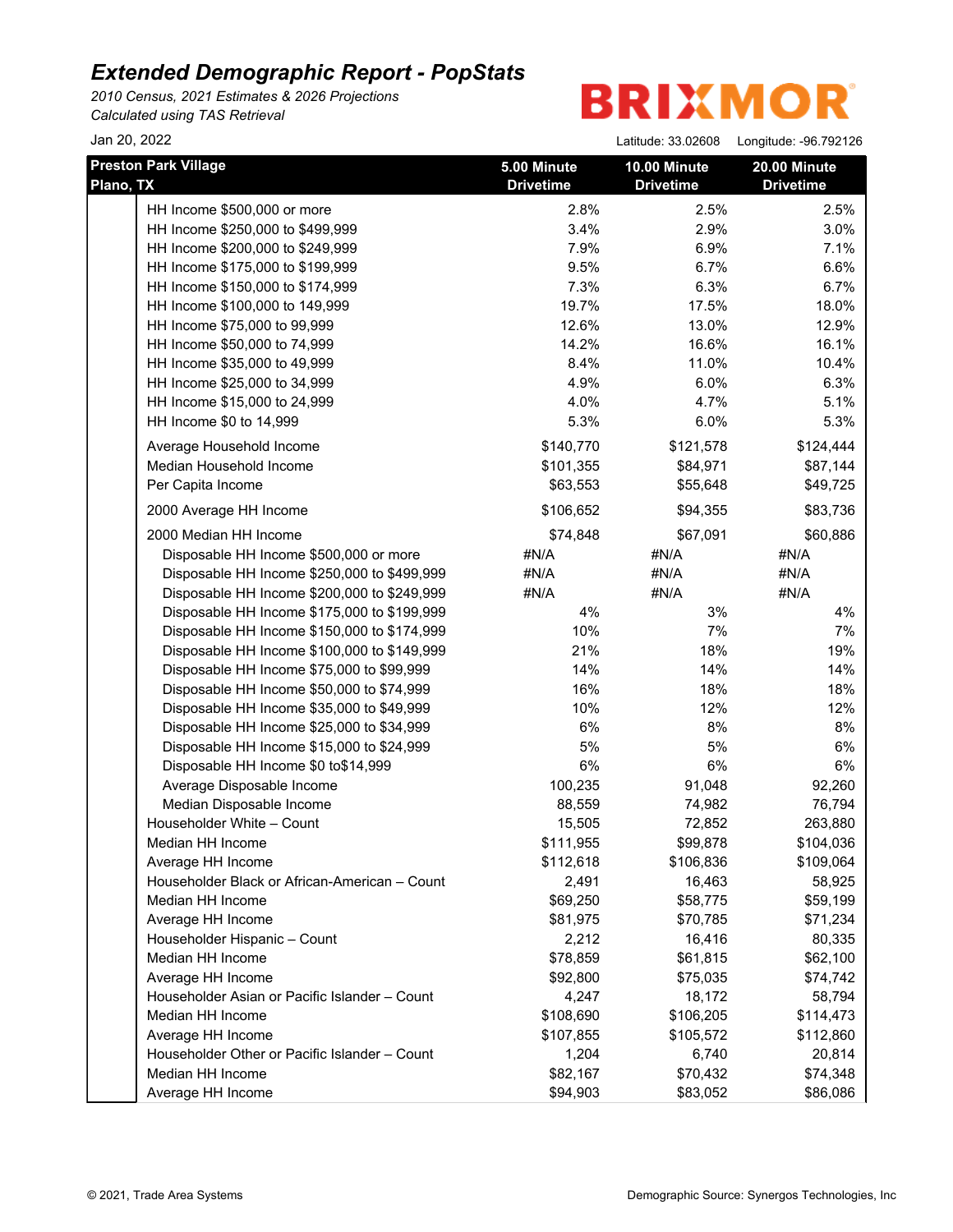# Extended Demographic Report - PopStats

*2010 Census, 2021 Estimates & 2026 Projections*
*Calculated using TAS Retrieval*

Jan 20, 2022

BRIXMOR

Latitude: 33.02608 Longitude: -96.792126

| Preston Park Village Plano, TX | 5.00 Minute Drivetime | 10.00 Minute Drivetime | 20.00 Minute Drivetime |
|---|---|---|---|
| HH Income $500,000 or more | 2.8% | 2.5% | 2.5% |
| HH Income $250,000 to $499,999 | 3.4% | 2.9% | 3.0% |
| HH Income $200,000 to $249,999 | 7.9% | 6.9% | 7.1% |
| HH Income $175,000 to $199,999 | 9.5% | 6.7% | 6.6% |
| HH Income $150,000 to $174,999 | 7.3% | 6.3% | 6.7% |
| HH Income $100,000 to 149,999 | 19.7% | 17.5% | 18.0% |
| HH Income $75,000 to 99,999 | 12.6% | 13.0% | 12.9% |
| HH Income $50,000 to 74,999 | 14.2% | 16.6% | 16.1% |
| HH Income $35,000 to 49,999 | 8.4% | 11.0% | 10.4% |
| HH Income $25,000 to 34,999 | 4.9% | 6.0% | 6.3% |
| HH Income $15,000 to 24,999 | 4.0% | 4.7% | 5.1% |
| HH Income $0 to 14,999 | 5.3% | 6.0% | 5.3% |
| Average Household Income | $140,770 | $121,578 | $124,444 |
| Median Household Income | $101,355 | $84,971 | $87,144 |
| Per Capita Income | $63,553 | $55,648 | $49,725 |
| 2000 Average HH Income | $106,652 | $94,355 | $83,736 |
| 2000 Median HH Income | $74,848 | $67,091 | $60,886 |
| Disposable HH Income $500,000 or more | #N/A | #N/A | #N/A |
| Disposable HH Income $250,000 to $499,999 | #N/A | #N/A | #N/A |
| Disposable HH Income $200,000 to $249,999 | #N/A | #N/A | #N/A |
| Disposable HH Income $175,000 to $199,999 | 4% | 3% | 4% |
| Disposable HH Income $150,000 to $174,999 | 10% | 7% | 7% |
| Disposable HH Income $100,000 to $149,999 | 21% | 18% | 19% |
| Disposable HH Income $75,000 to $99,999 | 14% | 14% | 14% |
| Disposable HH Income $50,000 to $74,999 | 16% | 18% | 18% |
| Disposable HH Income $35,000 to $49,999 | 10% | 12% | 12% |
| Disposable HH Income $25,000 to $34,999 | 6% | 8% | 8% |
| Disposable HH Income $15,000 to $24,999 | 5% | 5% | 6% |
| Disposable HH Income $0 to$14,999 | 6% | 6% | 6% |
| Average Disposable Income | 100,235 | 91,048 | 92,260 |
| Median Disposable Income | 88,559 | 74,982 | 76,794 |
| Householder White – Count | 15,505 | 72,852 | 263,880 |
| Median HH Income | $111,955 | $99,878 | $104,036 |
| Average HH Income | $112,618 | $106,836 | $109,064 |
| Householder Black or African-American – Count | 2,491 | 16,463 | 58,925 |
| Median HH Income | $69,250 | $58,775 | $59,199 |
| Average HH Income | $81,975 | $70,785 | $71,234 |
| Householder Hispanic – Count | 2,212 | 16,416 | 80,335 |
| Median HH Income | $78,859 | $61,815 | $62,100 |
| Average HH Income | $92,800 | $75,035 | $74,742 |
| Householder Asian or Pacific Islander – Count | 4,247 | 18,172 | 58,794 |
| Median HH Income | $108,690 | $106,205 | $114,473 |
| Average HH Income | $107,855 | $105,572 | $112,860 |
| Householder Other or Pacific Islander – Count | 1,204 | 6,740 | 20,814 |
| Median HH Income | $82,167 | $70,432 | $74,348 |
| Average HH Income | $94,903 | $83,052 | $86,086 |

© 2021, Trade Area Systems

Demographic Source: Synergos Technologies, Inc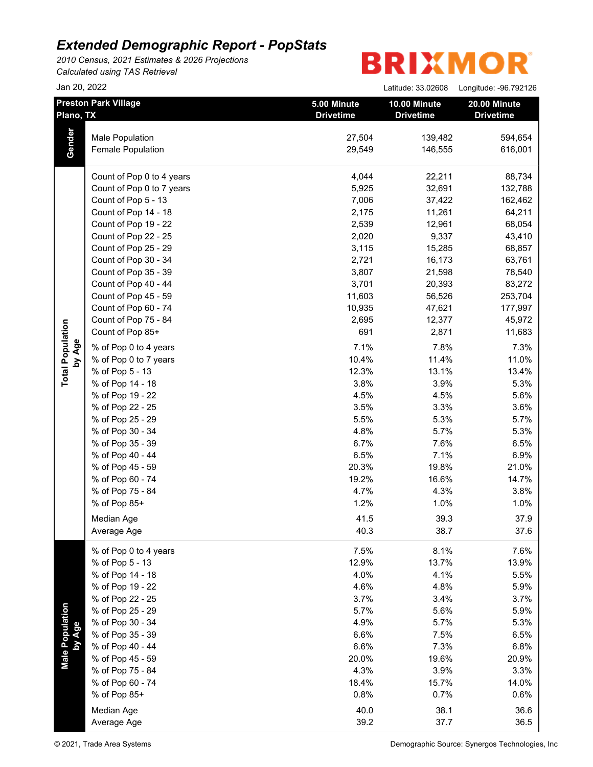# Extended Demographic Report - PopStats

*2010 Census, 2021 Estimates & 2026 Projections*
*Calculated using TAS Retrieval*

Jan 20, 2022

BRIXMOR

Latitude: 33.02608 Longitude: -96.792126

| | Preston Park Village<br>Plano, TX | 5.00 Minute Drivetime | 10.00 Minute Drivetime | 20.00 Minute Drivetime |
|---|---|---|---|---|
| **Gender** | Male Population | 27,504 | 139,482 | 594,654 |
| | Female Population | 29,549 | 146,555 | 616,001 |
| **Total Population by Age** | Count of Pop 0 to 4 years | 4,044 | 22,211 | 88,734 |
| | Count of Pop 0 to 7 years | 5,925 | 32,691 | 132,788 |
| | Count of Pop 5 - 13 | 7,006 | 37,422 | 162,462 |
| | Count of Pop 14 - 18 | 2,175 | 11,261 | 64,211 |
| | Count of Pop 19 - 22 | 2,539 | 12,961 | 68,054 |
| | Count of Pop 22 - 25 | 2,020 | 9,337 | 43,410 |
| | Count of Pop 25 - 29 | 3,115 | 15,285 | 68,857 |
| | Count of Pop 30 - 34 | 2,721 | 16,173 | 63,761 |
| | Count of Pop 35 - 39 | 3,807 | 21,598 | 78,540 |
| | Count of Pop 40 - 44 | 3,701 | 20,393 | 83,272 |
| | Count of Pop 45 - 59 | 11,603 | 56,526 | 253,704 |
| | Count of Pop 60 - 74 | 10,935 | 47,621 | 177,997 |
| | Count of Pop 75 - 84 | 2,695 | 12,377 | 45,972 |
| | Count of Pop 85+ | 691 | 2,871 | 11,683 |
| | % of Pop 0 to 4 years | 7.1% | 7.8% | 7.3% |
| | % of Pop 0 to 7 years | 10.4% | 11.4% | 11.0% |
| | % of Pop 5 - 13 | 12.3% | 13.1% | 13.4% |
| | % of Pop 14 - 18 | 3.8% | 3.9% | 5.3% |
| | % of Pop 19 - 22 | 4.5% | 4.5% | 5.6% |
| | % of Pop 22 - 25 | 3.5% | 3.3% | 3.6% |
| | % of Pop 25 - 29 | 5.5% | 5.3% | 5.7% |
| | % of Pop 30 - 34 | 4.8% | 5.7% | 5.3% |
| | % of Pop 35 - 39 | 6.7% | 7.6% | 6.5% |
| | % of Pop 40 - 44 | 6.5% | 7.1% | 6.9% |
| | % of Pop 45 - 59 | 20.3% | 19.8% | 21.0% |
| | % of Pop 60 - 74 | 19.2% | 16.6% | 14.7% |
| | % of Pop 75 - 84 | 4.7% | 4.3% | 3.8% |
| | % of Pop 85+ | 1.2% | 1.0% | 1.0% |
| | Median Age | 41.5 | 39.3 | 37.9 |
| | Average Age | 40.3 | 38.7 | 37.6 |
| **Male Population by Age** | % of Pop 0 to 4 years | 7.5% | 8.1% | 7.6% |
| | % of Pop 5 - 13 | 12.9% | 13.7% | 13.9% |
| | % of Pop 14 - 18 | 4.0% | 4.1% | 5.5% |
| | % of Pop 19 - 22 | 4.6% | 4.8% | 5.9% |
| | % of Pop 22 - 25 | 3.7% | 3.4% | 3.7% |
| | % of Pop 25 - 29 | 5.7% | 5.6% | 5.9% |
| | % of Pop 30 - 34 | 4.9% | 5.7% | 5.3% |
| | % of Pop 35 - 39 | 6.6% | 7.5% | 6.5% |
| | % of Pop 40 - 44 | 6.6% | 7.3% | 6.8% |
| | % of Pop 45 - 59 | 20.0% | 19.6% | 20.9% |
| | % of Pop 75 - 84 | 4.3% | 3.9% | 3.3% |
| | % of Pop 60 - 74 | 18.4% | 15.7% | 14.0% |
| | % of Pop 85+ | 0.8% | 0.7% | 0.6% |
| | Median Age | 40.0 | 38.1 | 36.6 |
| | Average Age | 39.2 | 37.7 | 36.5 |

© 2021, Trade Area Systems — Demographic Source: Synergos Technologies, Inc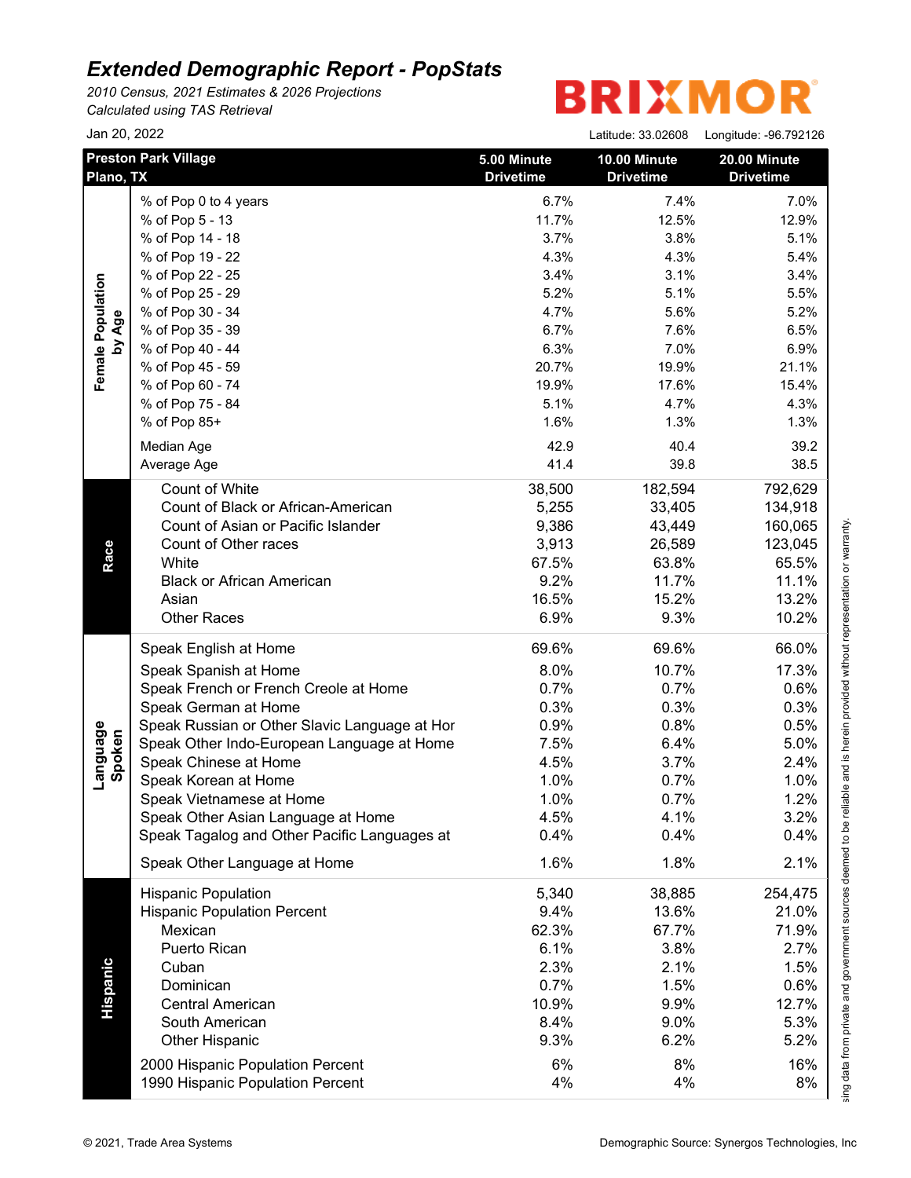# Extended Demographic Report - PopStats

*2010 Census, 2021 Estimates & 2026 Projections*
*Calculated using TAS Retrieval*

BRIXMOR

Jan 20, 2022

Latitude: 33.02608 Longitude: -96.792126

| Preston Park Village Plano, TX | | 5.00 Minute Drivetime | 10.00 Minute Drivetime | 20.00 Minute Drivetime |
|---|---|---|---|---|
| Female Population by Age | % of Pop 0 to 4 years | 6.7% | 7.4% | 7.0% |
| | % of Pop 5 - 13 | 11.7% | 12.5% | 12.9% |
| | % of Pop 14 - 18 | 3.7% | 3.8% | 5.1% |
| | % of Pop 19 - 22 | 4.3% | 4.3% | 5.4% |
| | % of Pop 22 - 25 | 3.4% | 3.1% | 3.4% |
| | % of Pop 25 - 29 | 5.2% | 5.1% | 5.5% |
| | % of Pop 30 - 34 | 4.7% | 5.6% | 5.2% |
| | % of Pop 35 - 39 | 6.7% | 7.6% | 6.5% |
| | % of Pop 40 - 44 | 6.3% | 7.0% | 6.9% |
| | % of Pop 45 - 59 | 20.7% | 19.9% | 21.1% |
| | % of Pop 60 - 74 | 19.9% | 17.6% | 15.4% |
| | % of Pop 75 - 84 | 5.1% | 4.7% | 4.3% |
| | % of Pop 85+ | 1.6% | 1.3% | 1.3% |
| | Median Age | 42.9 | 40.4 | 39.2 |
| | Average Age | 41.4 | 39.8 | 38.5 |
| Race | Count of White | 38,500 | 182,594 | 792,629 |
| | Count of Black or African-American | 5,255 | 33,405 | 134,918 |
| | Count of Asian or Pacific Islander | 9,386 | 43,449 | 160,065 |
| | Count of Other races | 3,913 | 26,589 | 123,045 |
| | White | 67.5% | 63.8% | 65.5% |
| | Black or African American | 9.2% | 11.7% | 11.1% |
| | Asian | 16.5% | 15.2% | 13.2% |
| | Other Races | 6.9% | 9.3% | 10.2% |
| Language Spoken | Speak English at Home | 69.6% | 69.6% | 66.0% |
| | Speak Spanish at Home | 8.0% | 10.7% | 17.3% |
| | Speak French or French Creole at Home | 0.7% | 0.7% | 0.6% |
| | Speak German at Home | 0.3% | 0.3% | 0.3% |
| | Speak Russian or Other Slavic Language at Hor | 0.9% | 0.8% | 0.5% |
| | Speak Other Indo-European Language at Home | 7.5% | 6.4% | 5.0% |
| | Speak Chinese at Home | 4.5% | 3.7% | 2.4% |
| | Speak Korean at Home | 1.0% | 0.7% | 1.0% |
| | Speak Vietnamese at Home | 1.0% | 0.7% | 1.2% |
| | Speak Other Asian Language at Home | 4.5% | 4.1% | 3.2% |
| | Speak Tagalog and Other Pacific Languages at | 0.4% | 0.4% | 0.4% |
| | Speak Other Language at Home | 1.6% | 1.8% | 2.1% |
| Hispanic | Hispanic Population | 5,340 | 38,885 | 254,475 |
| | Hispanic Population Percent | 9.4% | 13.6% | 21.0% |
| | Mexican | 62.3% | 67.7% | 71.9% |
| | Puerto Rican | 6.1% | 3.8% | 2.7% |
| | Cuban | 2.3% | 2.1% | 1.5% |
| | Dominican | 0.7% | 1.5% | 0.6% |
| | Central American | 10.9% | 9.9% | 12.7% |
| | South American | 8.4% | 9.0% | 5.3% |
| | Other Hispanic | 9.3% | 6.2% | 5.2% |
| | 2000 Hispanic Population Percent | 6% | 8% | 16% |
| | 1990 Hispanic Population Percent | 4% | 4% | 8% |

sing data from private and government sources deemed to be reliable and is herein provided without representation or warranty.

© 2021, Trade Area Systems

Demographic Source: Synergos Technologies, Inc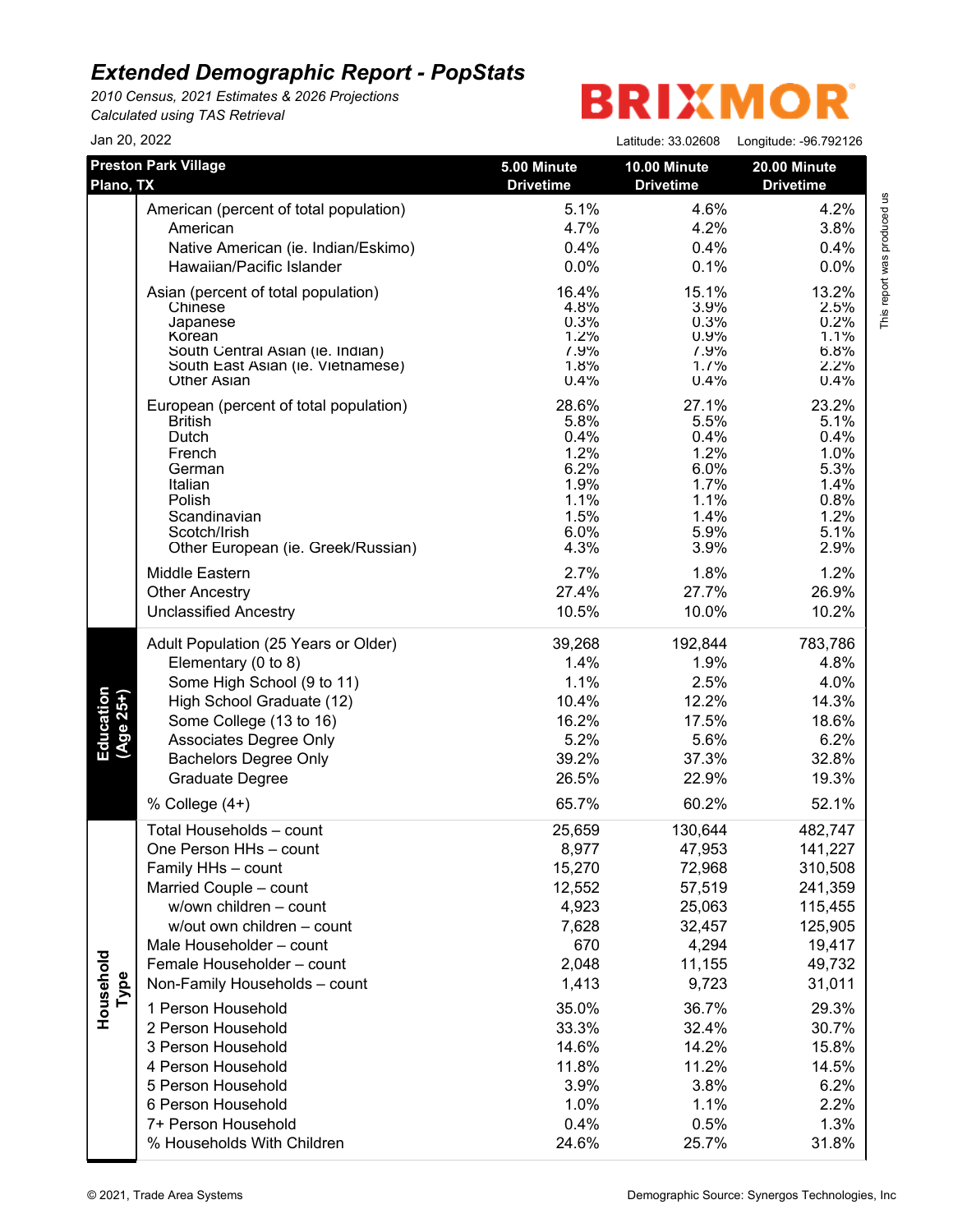# Extended Demographic Report - PopStats

*2010 Census, 2021 Estimates & 2026 Projections*
*Calculated using TAS Retrieval*

BRIXMOR

Jan 20, 2022

Latitude: 33.02608 Longitude: -96.792126

| Preston Park Village Plano, TX | | 5.00 Minute Drivetime | 10.00 Minute Drivetime | 20.00 Minute Drivetime |
|---|---|---|---|---|
| | American (percent of total population) | 5.1% | 4.6% | 4.2% |
| | American | 4.7% | 4.2% | 3.8% |
| | Native American (ie. Indian/Eskimo) | 0.4% | 0.4% | 0.4% |
| | Hawaiian/Pacific Islander | 0.0% | 0.1% | 0.0% |
| | Asian (percent of total population) | 16.4% | 15.1% | 13.2% |
| | Chinese | 4.8% | 3.9% | 2.5% |
| | Japanese | 0.3% | 0.3% | 0.2% |
| | Korean | 1.2% | 0.9% | 1.1% |
| | South Central Asian (ie. Indian) | 7.9% | 7.9% | 6.8% |
| | South East Asian (ie. Vietnamese) | 1.8% | 1.7% | 2.2% |
| | Other Asian | 0.4% | 0.4% | 0.4% |
| | European (percent of total population) | 28.6% | 27.1% | 23.2% |
| | British | 5.8% | 5.5% | 5.1% |
| | Dutch | 0.4% | 0.4% | 0.4% |
| | French | 1.2% | 1.2% | 1.0% |
| | German | 6.2% | 6.0% | 5.3% |
| | Italian | 1.9% | 1.7% | 1.4% |
| | Polish | 1.1% | 1.1% | 0.8% |
| | Scandinavian | 1.5% | 1.4% | 1.2% |
| | Scotch/Irish | 6.0% | 5.9% | 5.1% |
| | Other European (ie. Greek/Russian) | 4.3% | 3.9% | 2.9% |
| | Middle Eastern | 2.7% | 1.8% | 1.2% |
| | Other Ancestry | 27.4% | 27.7% | 26.9% |
| | Unclassified Ancestry | 10.5% | 10.0% | 10.2% |
| Education (Age 25+) | Adult Population (25 Years or Older) | 39,268 | 192,844 | 783,786 |
| | Elementary (0 to 8) | 1.4% | 1.9% | 4.8% |
| | Some High School (9 to 11) | 1.1% | 2.5% | 4.0% |
| | High School Graduate (12) | 10.4% | 12.2% | 14.3% |
| | Some College (13 to 16) | 16.2% | 17.5% | 18.6% |
| | Associates Degree Only | 5.2% | 5.6% | 6.2% |
| | Bachelors Degree Only | 39.2% | 37.3% | 32.8% |
| | Graduate Degree | 26.5% | 22.9% | 19.3% |
| | % College (4+) | 65.7% | 60.2% | 52.1% |
| Household Type | Total Households – count | 25,659 | 130,644 | 482,747 |
| | One Person HHs – count | 8,977 | 47,953 | 141,227 |
| | Family HHs – count | 15,270 | 72,968 | 310,508 |
| | Married Couple – count | 12,552 | 57,519 | 241,359 |
| | w/own children – count | 4,923 | 25,063 | 115,455 |
| | w/out own children – count | 7,628 | 32,457 | 125,905 |
| | Male Householder – count | 670 | 4,294 | 19,417 |
| | Female Householder – count | 2,048 | 11,155 | 49,732 |
| | Non-Family Households – count | 1,413 | 9,723 | 31,011 |
| | 1 Person Household | 35.0% | 36.7% | 29.3% |
| | 2 Person Household | 33.3% | 32.4% | 30.7% |
| | 3 Person Household | 14.6% | 14.2% | 15.8% |
| | 4 Person Household | 11.8% | 11.2% | 14.5% |
| | 5 Person Household | 3.9% | 3.8% | 6.2% |
| | 6 Person Household | 1.0% | 1.1% | 2.2% |
| | 7+ Person Household | 0.4% | 0.5% | 1.3% |
| | % Households With Children | 24.6% | 25.7% | 31.8% |

This report was produced us

© 2021, Trade Area Systems

Demographic Source: Synergos Technologies, Inc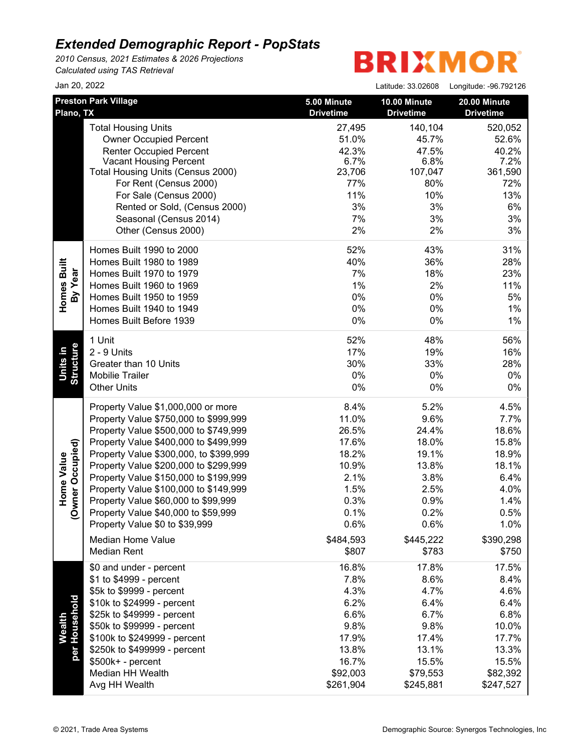# Extended Demographic Report - PopStats

*2010 Census, 2021 Estimates & 2026 Projections*
*Calculated using TAS Retrieval*

BRIXMOR

Jan 20, 2022

Latitude: 33.02608 Longitude: -96.792126

| | Preston Park Village<br>Plano, TX | 5.00 Minute Drivetime | 10.00 Minute Drivetime | 20.00 Minute Drivetime |
|---|---|---|---|---|
| | Total Housing Units | 27,495 | 140,104 | 520,052 |
| | Owner Occupied Percent | 51.0% | 45.7% | 52.6% |
| | Renter Occupied Percent | 42.3% | 47.5% | 40.2% |
| | Vacant Housing Percent | 6.7% | 6.8% | 7.2% |
| | Total Housing Units (Census 2000) | 23,706 | 107,047 | 361,590 |
| | For Rent (Census 2000) | 77% | 80% | 72% |
| | For Sale (Census 2000) | 11% | 10% | 13% |
| | Rented or Sold, (Census 2000) | 3% | 3% | 6% |
| | Seasonal (Census 2014) | 7% | 3% | 3% |
| | Other (Census 2000) | 2% | 2% | 3% |
| Homes Built By Year | Homes Built 1990 to 2000 | 52% | 43% | 31% |
| | Homes Built 1980 to 1989 | 40% | 36% | 28% |
| | Homes Built 1970 to 1979 | 7% | 18% | 23% |
| | Homes Built 1960 to 1969 | 1% | 2% | 11% |
| | Homes Built 1950 to 1959 | 0% | 0% | 5% |
| | Homes Built 1940 to 1949 | 0% | 0% | 1% |
| | Homes Built Before 1939 | 0% | 0% | 1% |
| Units in Structure | 1 Unit | 52% | 48% | 56% |
| | 2 - 9 Units | 17% | 19% | 16% |
| | Greater than 10 Units | 30% | 33% | 28% |
| | Mobilie Trailer | 0% | 0% | 0% |
| | Other Units | 0% | 0% | 0% |
| Home Value (Owner Occupied) | Property Value $1,000,000 or more | 8.4% | 5.2% | 4.5% |
| | Property Value $750,000 to $999,999 | 11.0% | 9.6% | 7.7% |
| | Property Value $500,000 to $749,999 | 26.5% | 24.4% | 18.6% |
| | Property Value $400,000 to $499,999 | 17.6% | 18.0% | 15.8% |
| | Property Value $300,000, to $399,999 | 18.2% | 19.1% | 18.9% |
| | Property Value $200,000 to $299,999 | 10.9% | 13.8% | 18.1% |
| | Property Value $150,000 to $199,999 | 2.1% | 3.8% | 6.4% |
| | Property Value $100,000 to $149,999 | 1.5% | 2.5% | 4.0% |
| | Property Value $60,000 to $99,999 | 0.3% | 0.9% | 1.4% |
| | Property Value $40,000 to $59,999 | 0.1% | 0.2% | 0.5% |
| | Property Value $0 to $39,999 | 0.6% | 0.6% | 1.0% |
| | Median Home Value | $484,593 | $445,222 | $390,298 |
| | Median Rent | $807 | $783 | $750 |
| Wealth per Household | $0 and under - percent | 16.8% | 17.8% | 17.5% |
| | $1 to $4999 - percent | 7.8% | 8.6% | 8.4% |
| | $5k to $9999 - percent | 4.3% | 4.7% | 4.6% |
| | $10k to $24999 - percent | 6.2% | 6.4% | 6.4% |
| | $25k to $49999 - percent | 6.6% | 6.7% | 6.8% |
| | $50k to $99999 - percent | 9.8% | 9.8% | 10.0% |
| | $100k to $249999 - percent | 17.9% | 17.4% | 17.7% |
| | $250k to $499999 - percent | 13.8% | 13.1% | 13.3% |
| | $500k+ - percent | 16.7% | 15.5% | 15.5% |
| | Median HH Wealth | $92,003 | $79,553 | $82,392 |
| | Avg HH Wealth | $261,904 | $245,881 | $247,527 |

© 2021, Trade Area Systems

Demographic Source: Synergos Technologies, Inc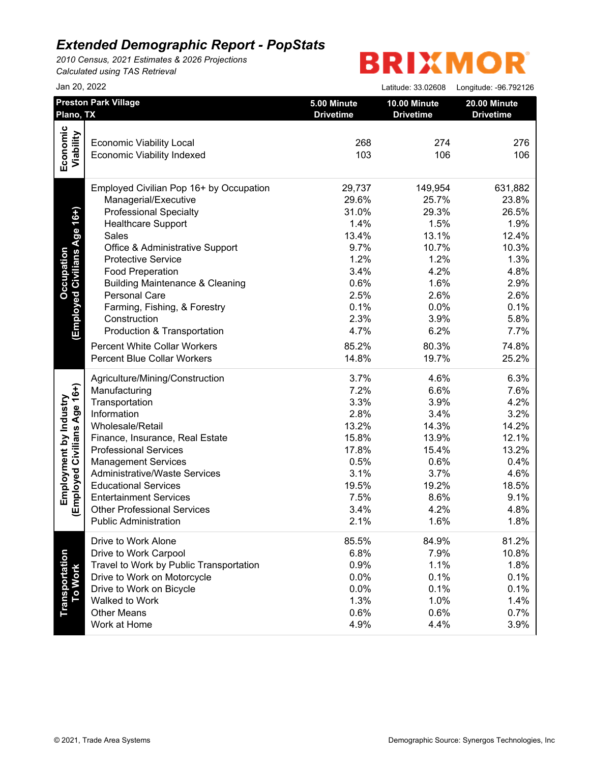# Extended Demographic Report - PopStats

*2010 Census, 2021 Estimates & 2026 Projections*
*Calculated using TAS Retrieval*

BRIXMOR

Jan 20, 2022

Latitude: 33.02608 Longitude: -96.792126

| Preston Park Village Plano, TX | | 5.00 Minute Drivetime | 10.00 Minute Drivetime | 20.00 Minute Drivetime |
|---|---|---|---|---|
| **Economic Viability** | Economic Viability Local | 268 | 274 | 276 |
| | Economic Viability Indexed | 103 | 106 | 106 |
| **Occupation (Employed Civilians Age 16+)** | Employed Civilian Pop 16+ by Occupation | 29,737 | 149,954 | 631,882 |
| | Managerial/Executive | 29.6% | 25.7% | 23.8% |
| | Professional Specialty | 31.0% | 29.3% | 26.5% |
| | Healthcare Support | 1.4% | 1.5% | 1.9% |
| | Sales | 13.4% | 13.1% | 12.4% |
| | Office & Administrative Support | 9.7% | 10.7% | 10.3% |
| | Protective Service | 1.2% | 1.2% | 1.3% |
| | Food Preperation | 3.4% | 4.2% | 4.8% |
| | Building Maintenance & Cleaning | 0.6% | 1.6% | 2.9% |
| | Personal Care | 2.5% | 2.6% | 2.6% |
| | Farming, Fishing, & Forestry | 0.1% | 0.0% | 0.1% |
| | Construction | 2.3% | 3.9% | 5.8% |
| | Production & Transportation | 4.7% | 6.2% | 7.7% |
| | Percent White Collar Workers | 85.2% | 80.3% | 74.8% |
| | Percent Blue Collar Workers | 14.8% | 19.7% | 25.2% |
| **Employment by Industry (Employed Civilians Age 16+)** | Agriculture/Mining/Construction | 3.7% | 4.6% | 6.3% |
| | Manufacturing | 7.2% | 6.6% | 7.6% |
| | Transportation | 3.3% | 3.9% | 4.2% |
| | Information | 2.8% | 3.4% | 3.2% |
| | Wholesale/Retail | 13.2% | 14.3% | 14.2% |
| | Finance, Insurance, Real Estate | 15.8% | 13.9% | 12.1% |
| | Professional Services | 17.8% | 15.4% | 13.2% |
| | Management Services | 0.5% | 0.6% | 0.4% |
| | Administrative/Waste Services | 3.1% | 3.7% | 4.6% |
| | Educational Services | 19.5% | 19.2% | 18.5% |
| | Entertainment Services | 7.5% | 8.6% | 9.1% |
| | Other Professional Services | 3.4% | 4.2% | 4.8% |
| | Public Administration | 2.1% | 1.6% | 1.8% |
| **Transportation To Work** | Drive to Work Alone | 85.5% | 84.9% | 81.2% |
| | Drive to Work Carpool | 6.8% | 7.9% | 10.8% |
| | Travel to Work by Public Transportation | 0.9% | 1.1% | 1.8% |
| | Drive to Work on Motorcycle | 0.0% | 0.1% | 0.1% |
| | Drive to Work on Bicycle | 0.0% | 0.1% | 0.1% |
| | Walked to Work | 1.3% | 1.0% | 1.4% |
| | Other Means | 0.6% | 0.6% | 0.7% |
| | Work at Home | 4.9% | 4.4% | 3.9% |

© 2021, Trade Area Systems

Demographic Source: Synergos Technologies, Inc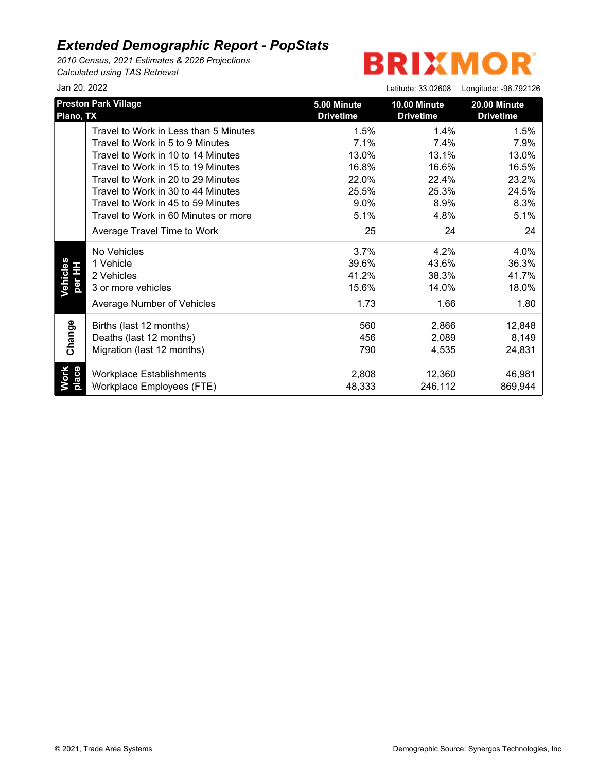# *Extended Demographic Report - PopStats*

*2010 Census, 2021 Estimates & 2026 Projections*
*Calculated using TAS Retrieval*

BRIXMOR

Jan 20, 2022

Latitude: 33.02608 Longitude: -96.792126

| | Preston Park Village Plano, TX | 5.00 Minute Drivetime | 10.00 Minute Drivetime | 20.00 Minute Drivetime |
|---|---|---|---|---|
| | Travel to Work in Less than 5 Minutes | 1.5% | 1.4% | 1.5% |
| | Travel to Work in 5 to 9 Minutes | 7.1% | 7.4% | 7.9% |
| | Travel to Work in 10 to 14 Minutes | 13.0% | 13.1% | 13.0% |
| | Travel to Work in 15 to 19 Minutes | 16.8% | 16.6% | 16.5% |
| | Travel to Work in 20 to 29 Minutes | 22.0% | 22.4% | 23.2% |
| | Travel to Work in 30 to 44 Minutes | 25.5% | 25.3% | 24.5% |
| | Travel to Work in 45 to 59 Minutes | 9.0% | 8.9% | 8.3% |
| | Travel to Work in 60 Minutes or more | 5.1% | 4.8% | 5.1% |
| | Average Travel Time to Work | 25 | 24 | 24 |
| Vehicles per HH | No Vehicles | 3.7% | 4.2% | 4.0% |
| | 1 Vehicle | 39.6% | 43.6% | 36.3% |
| | 2 Vehicles | 41.2% | 38.3% | 41.7% |
| | 3 or more vehicles | 15.6% | 14.0% | 18.0% |
| | Average Number of Vehicles | 1.73 | 1.66 | 1.80 |
| Change | Births (last 12 months) | 560 | 2,866 | 12,848 |
| | Deaths (last 12 months) | 456 | 2,089 | 8,149 |
| | Migration (last 12 months) | 790 | 4,535 | 24,831 |
| Work place | Workplace Establishments | 2,808 | 12,360 | 46,981 |
| | Workplace Employees (FTE) | 48,333 | 246,112 | 869,944 |

© 2021, Trade Area Systems

Demographic Source: Synergos Technologies, Inc